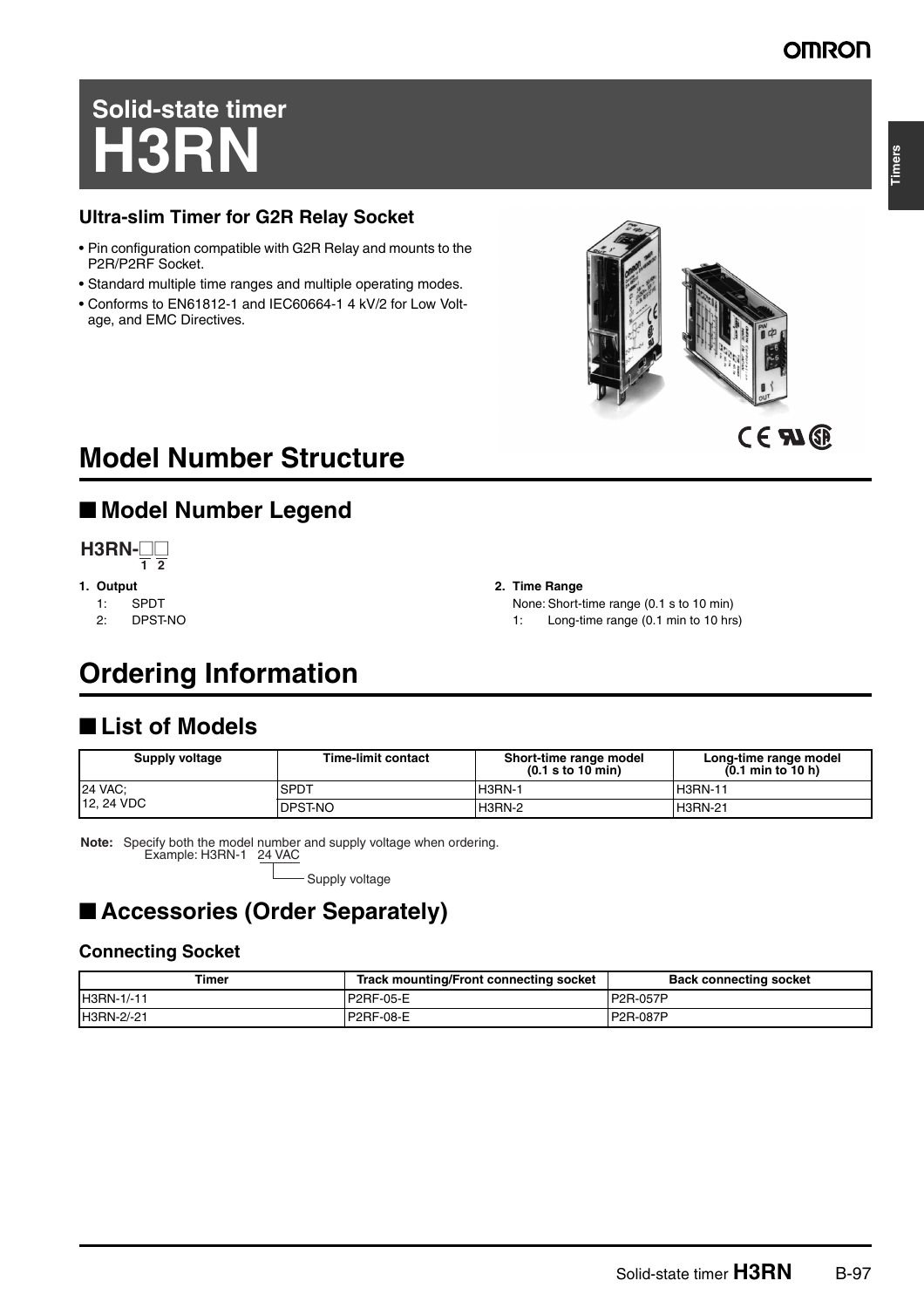# Solid-state timer
# H3RN

### Ultra-slim Timer for G2R Relay Socket

- Pin configuration compatible with G2R Relay and mounts to the P2R/P2RF Socket.
- Standard multiple time ranges and multiple operating modes.
- Conforms to EN61812-1 and IEC60664-1 4 kV/2 for Low Voltage, and EMC Directives.

# Model Number Structure

## ■ Model Number Legend

**H3RN-□□**
1 2

**1. Output**

1: SPDT
2: DPST-NO

**2. Time Range**

None: Short-time range (0.1 s to 10 min)
1: Long-time range (0.1 min to 10 hrs)

# Ordering Information

## ■ List of Models

| Supply voltage | Time-limit contact | Short-time range model (0.1 s to 10 min) | Long-time range model (0.1 min to 10 h) |
|---|---|---|---|
| 24 VAC; 12, 24 VDC | SPDT | H3RN-1 | H3RN-11 |
| | DPST-NO | H3RN-2 | H3RN-21 |

**Note:** Specify both the model number and supply voltage when ordering.
Example: H3RN-1 24 VAC (Supply voltage)

## ■ Accessories (Order Separately)

### Connecting Socket

| Timer | Track mounting/Front connecting socket | Back connecting socket |
|---|---|---|
| H3RN-1/-11 | P2RF-05-E | P2R-057P |
| H3RN-2/-21 | P2RF-08-E | P2R-087P |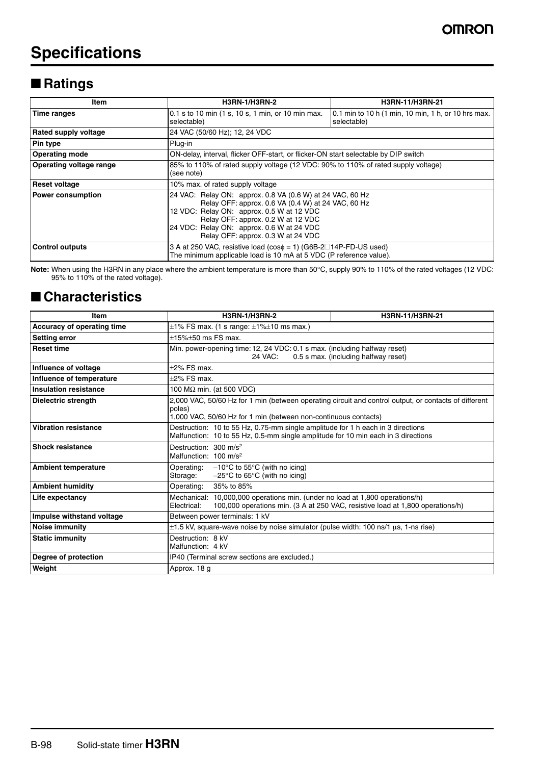# Specifications

## ■ Ratings

| Item | H3RN-1/H3RN-2 | H3RN-11/H3RN-21 |
|---|---|---|
| **Time ranges** | 0.1 s to 10 min (1 s, 10 s, 1 min, or 10 min max. selectable) | 0.1 min to 10 h (1 min, 10 min, 1 h, or 10 hrs max. selectable) |
| **Rated supply voltage** | 24 VAC (50/60 Hz); 12, 24 VDC | |
| **Pin type** | Plug-in | |
| **Operating mode** | ON-delay, interval, flicker OFF-start, or flicker-ON start selectable by DIP switch | |
| **Operating voltage range** | 85% to 110% of rated supply voltage (12 VDC: 90% to 110% of rated supply voltage) (see note) | |
| **Reset voltage** | 10% max. of rated supply voltage | |
| **Power consumption** | 24 VAC: Relay ON: approx. 0.8 VA (0.6 W) at 24 VAC, 60 Hz<br>Relay OFF: approx. 0.6 VA (0.4 W) at 24 VAC, 60 Hz<br>12 VDC: Relay ON: approx. 0.5 W at 12 VDC<br>Relay OFF: approx. 0.2 W at 12 VDC<br>24 VDC: Relay ON: approx. 0.6 W at 24 VDC<br>Relay OFF: approx. 0.3 W at 24 VDC | |
| **Control outputs** | 3 A at 250 VAC, resistive load (cosϕ = 1) (G6B-2□14P-FD-US used)<br>The minimum applicable load is 10 mA at 5 VDC (P reference value). | |

**Note:** When using the H3RN in any place where the ambient temperature is more than 50°C, supply 90% to 110% of the rated voltages (12 VDC: 95% to 110% of the rated voltage).

## ■ Characteristics

| Item | H3RN-1/H3RN-2 | H3RN-11/H3RN-21 |
|---|---|---|
| **Accuracy of operating time** | ±1% FS max. (1 s range: ±1%±10 ms max.) | |
| **Setting error** | ±15%±50 ms FS max. | |
| **Reset time** | Min. power-opening time: 12, 24 VDC: 0.1 s max. (including halfway reset)<br>24 VAC: 0.5 s max. (including halfway reset) | |
| **Influence of voltage** | ±2% FS max. | |
| **Influence of temperature** | ±2% FS max. | |
| **Insulation resistance** | 100 MΩ min. (at 500 VDC) | |
| **Dielectric strength** | 2,000 VAC, 50/60 Hz for 1 min (between operating circuit and control output, or contacts of different poles)<br>1,000 VAC, 50/60 Hz for 1 min (between non-continuous contacts) | |
| **Vibration resistance** | Destruction: 10 to 55 Hz, 0.75-mm single amplitude for 1 h each in 3 directions<br>Malfunction: 10 to 55 Hz, 0.5-mm single amplitude for 10 min each in 3 directions | |
| **Shock resistance** | Destruction: 300 $m/s^2$<br>Malfunction: 100 $m/s^2$ | |
| **Ambient temperature** | Operating: −10°C to 55°C (with no icing)<br>Storage: −25°C to 65°C (with no icing) | |
| **Ambient humidity** | Operating: 35% to 85% | |
| **Life expectancy** | Mechanical: 10,000,000 operations min. (under no load at 1,800 operations/h)<br>Electrical: 100,000 operations min. (3 A at 250 VAC, resistive load at 1,800 operations/h) | |
| **Impulse withstand voltage** | Between power terminals: 1 kV | |
| **Noise immunity** | ±1.5 kV, square-wave noise by noise simulator (pulse width: 100 ns/1 µs, 1-ns rise) | |
| **Static immunity** | Destruction: 8 kV<br>Malfunction: 4 kV | |
| **Degree of protection** | IP40 (Terminal screw sections are excluded.) | |
| **Weight** | Approx. 18 g | |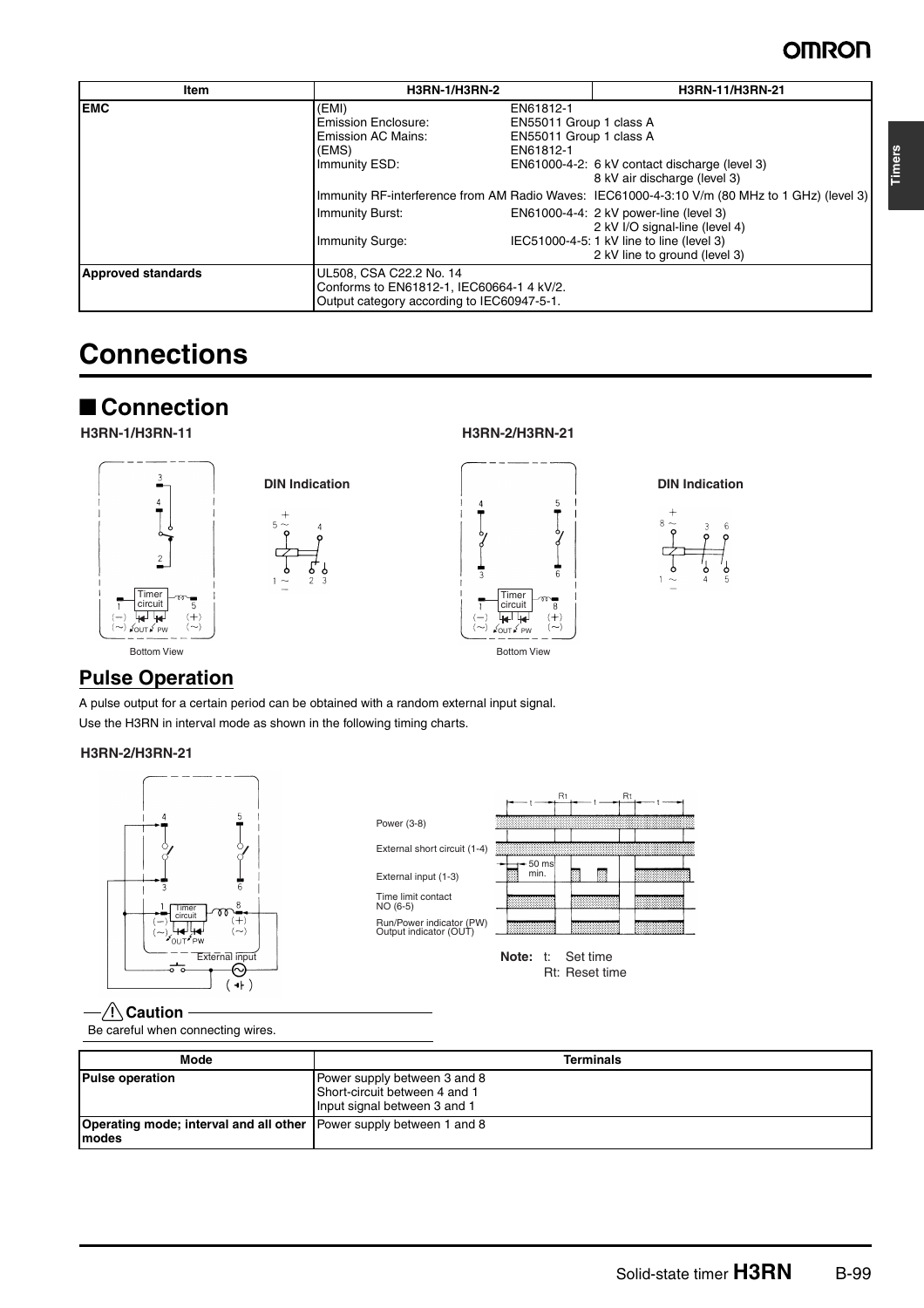| Item | H3RN-1/H3RN-2 | H3RN-11/H3RN-21 |
|---|---|---|
| EMC | (EMI) EN61812-1<br>Emission Enclosure: EN55011 Group 1 class A<br>Emission AC Mains: EN55011 Group 1 class A<br>(EMS) EN61812-1<br>Immunity ESD: EN61000-4-2: 6 kV contact discharge (level 3)<br>8 kV air discharge (level 3)<br>Immunity RF-interference from AM Radio Waves: IEC61000-4-3:10 V/m (80 MHz to 1 GHz) (level 3)<br>Immunity Burst: EN61000-4-4: 2 kV power-line (level 3)<br>2 kV I/O signal-line (level 4)<br>Immunity Surge: IEC51000-4-5: 1 kV line to line (level 3)<br>2 kV line to ground (level 3) | |
| Approved standards | UL508, CSA C22.2 No. 14<br>Conforms to EN61812-1, IEC60664-1 4 kV/2.<br>Output category according to IEC60947-5-1. | |

# Connections

## ■ Connection

**H3RN-1/H3RN-11**

Timer circuit

1 (−) (∼) OUT PW 5 (+) (∼)

Bottom View

**DIN Indication**

**H3RN-2/H3RN-21**

Timer circuit

1 (−) (∼) OUT PW 8 (+) (∼)

Bottom View

**DIN Indication**

### Pulse Operation

A pulse output for a certain period can be obtained with a random external input signal.

Use the H3RN in interval mode as shown in the following timing charts.

**H3RN-2/H3RN-21**

External input

Power (3-8)

External short circuit (1-4)

External input (1-3)

Time limit contact NO (6-5)

Run/Power indicator (PW) Output indicator (OUT)

50 ms min.

**Note:** t: Set time
Rt: Reset time

**⚠ Caution**

Be careful when connecting wires.

| Mode | Terminals |
|---|---|
| **Pulse operation** | Power supply between 3 and 8<br>Short-circuit between 4 and 1<br>Input signal between 3 and 1 |
| **Operating mode; interval and all other modes** | Power supply between 1 and 8 |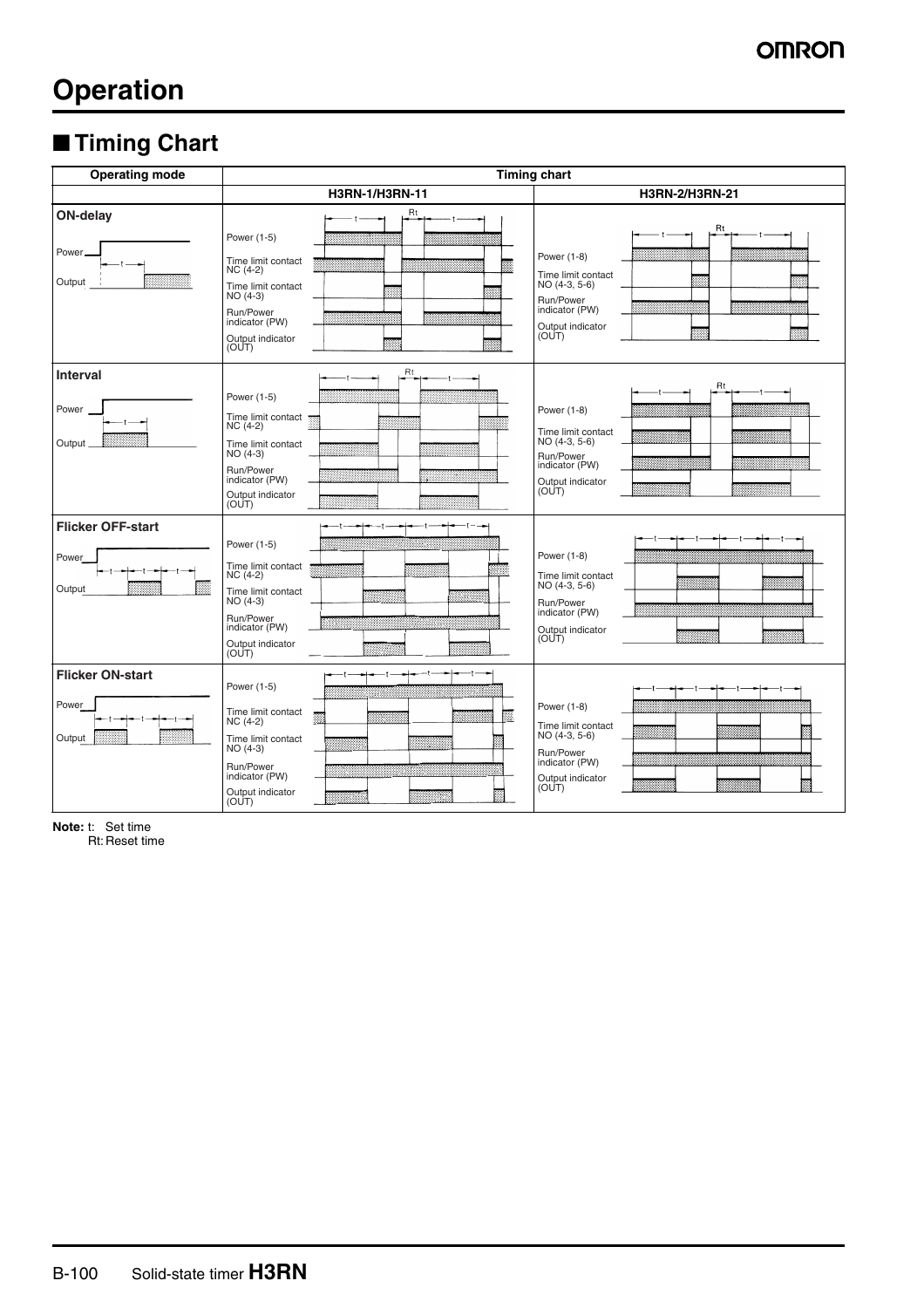# Operation

## ■ Timing Chart

| Operating mode | Timing chart | |
|---|---|---|
| | H3RN-1/H3RN-11 | H3RN-2/H3RN-21 |
| **ON-delay**<br>Power<br>Output<br>t | Power (1-5)<br>Time limit contact NC (4-2)<br>Time limit contact NO (4-3)<br>Run/Power indicator (PW)<br>Output indicator (OUT)<br>t, Rt, t | Power (1-8)<br>Time limit contact NO (4-3, 5-6)<br>Run/Power indicator (PW)<br>Output indicator (OUT)<br>t, Rt, t |
| **Interval**<br>Power<br>Output<br>t | Power (1-5)<br>Time limit contact NC (4-2)<br>Time limit contact NO (4-3)<br>Run/Power indicator (PW)<br>Output indicator (OUT)<br>t, Rt, t | Power (1-8)<br>Time limit contact NO (4-3, 5-6)<br>Run/Power indicator (PW)<br>Output indicator (OUT)<br>t, Rt, t |
| **Flicker OFF-start**<br>Power<br>Output<br>t, t, t, t | Power (1-5)<br>Time limit contact NC (4-2)<br>Time limit contact NO (4-3)<br>Run/Power indicator (PW)<br>Output indicator (OUT)<br>t, t, t, t | Power (1-8)<br>Time limit contact NO (4-3, 5-6)<br>Run/Power indicator (PW)<br>Output indicator (OUT)<br>t, t, t, t |
| **Flicker ON-start**<br>Power<br>Output<br>t, t, t, t | Power (1-5)<br>Time limit contact NC (4-2)<br>Time limit contact NO (4-3)<br>Run/Power indicator (PW)<br>Output indicator (OUT)<br>t, t, t, t | Power (1-8)<br>Time limit contact NO (4-3, 5-6)<br>Run/Power indicator (PW)<br>Output indicator (OUT)<br>t, t, t, t |

**Note:** t: Set time
Rt: Reset time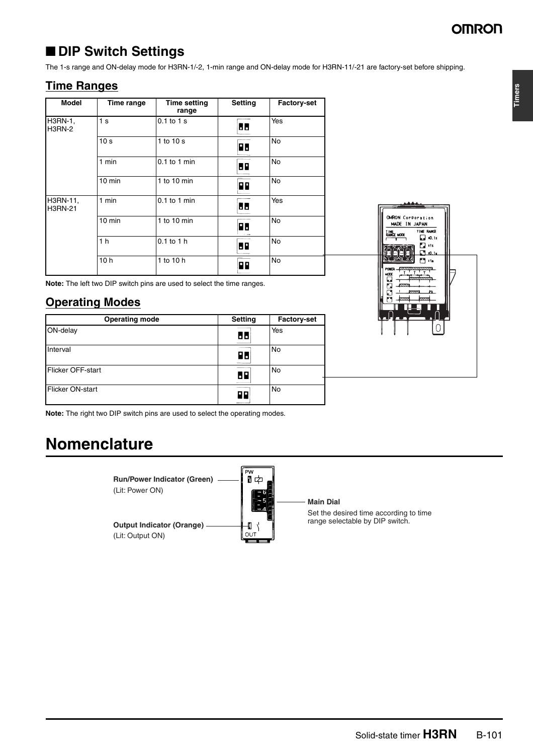## ■ DIP Switch Settings

The 1-s range and ON-delay mode for H3RN-1/-2, 1-min range and ON-delay mode for H3RN-11/-21 are factory-set before shipping.

### Time Ranges

| Model | Time range | Time setting range | Setting | Factory-set |
|---|---|---|---|---|
| H3RN-1, H3RN-2 | 1 s | 0.1 to 1 s | | Yes |
| | 10 s | 1 to 10 s | | No |
| | 1 min | 0.1 to 1 min | | No |
| | 10 min | 1 to 10 min | | No |
| H3RN-11, H3RN-21 | 1 min | 0.1 to 1 min | | Yes |
| | 10 min | 1 to 10 min | | No |
| | 1 h | 0.1 to 1 h | | No |
| | 10 h | 1 to 10 h | | No |

**Note:** The left two DIP switch pins are used to select the time ranges.

### Operating Modes

| Operating mode | Setting | Factory-set |
|---|---|---|
| ON-delay | | Yes |
| Interval | | No |
| Flicker OFF-start | | No |
| Flicker ON-start | | No |

**Note:** The right two DIP switch pins are used to select the operating modes.

# Nomenclature

**Run/Power Indicator (Green)**
(Lit: Power ON)

**Output Indicator (Orange)**
(Lit: Output ON)

**Main Dial**
Set the desired time according to time range selectable by DIP switch.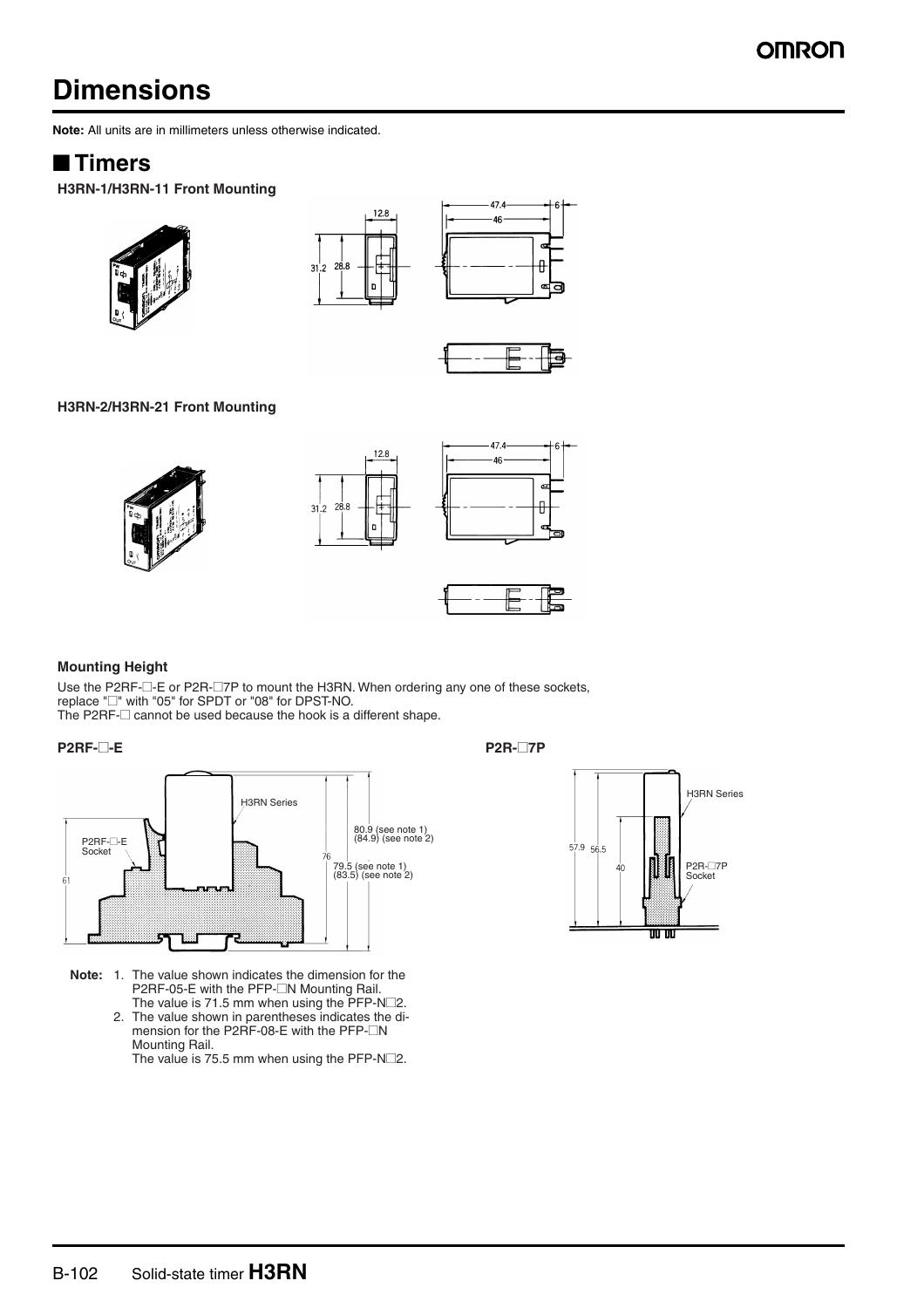# Dimensions

**Note:** All units are in millimeters unless otherwise indicated.

## ■ Timers

**H3RN-1/H3RN-11 Front Mounting**

**H3RN-2/H3RN-21 Front Mounting**

### Mounting Height

Use the P2RF-□-E or P2R-□7P to mount the H3RN. When ordering any one of these sockets, replace "□" with "05" for SPDT or "08" for DPST-NO.
The P2RF-□ cannot be used because the hook is a different shape.

**P2RF-□-E**

**P2R-□7P**

**Note:**
1. The value shown indicates the dimension for the P2RF-05-E with the PFP-□N Mounting Rail.
   The value is 71.5 mm when using the PFP-N□2.
2. The value shown in parentheses indicates the dimension for the P2RF-08-E with the PFP-□N Mounting Rail.
   The value is 75.5 mm when using the PFP-N□2.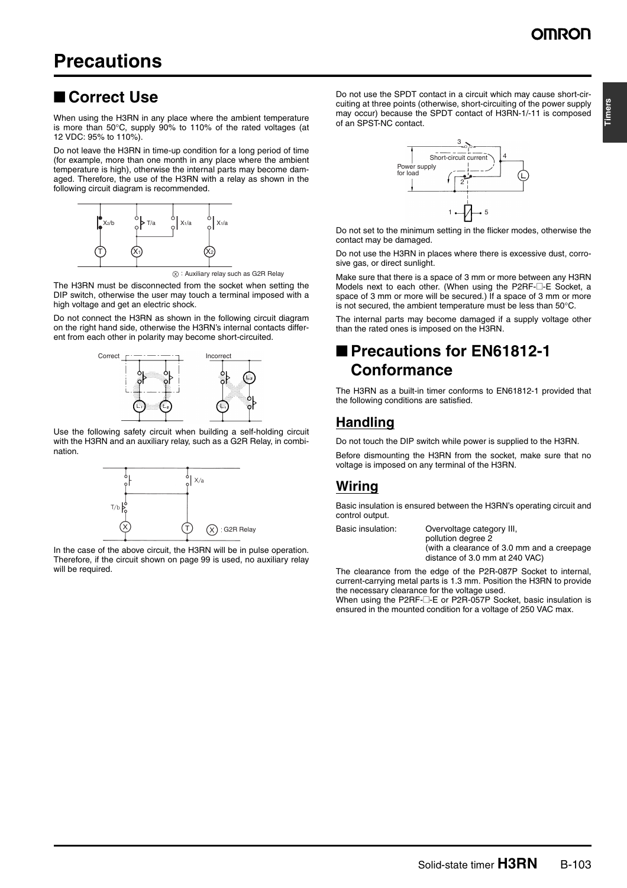# Precautions

## ■ Correct Use

When using the H3RN in any place where the ambient temperature is more than 50°C, supply 90% to 110% of the rated voltages (at 12 VDC: 95% to 110%).

Do not leave the H3RN in time-up condition for a long period of time (for example, more than one month in any place where the ambient temperature is high), otherwise the internal parts may become damaged. Therefore, the use of the H3RN with a relay as shown in the following circuit diagram is recommended.

Ⓧ : Auxiliary relay such as G2R Relay

The H3RN must be disconnected from the socket when setting the DIP switch, otherwise the user may touch a terminal imposed with a high voltage and get an electric shock.

Do not connect the H3RN as shown in the following circuit diagram on the right hand side, otherwise the H3RN's internal contacts different from each other in polarity may become short-circuited.

Use the following safety circuit when building a self-holding circuit with the H3RN and an auxiliary relay, such as a G2R Relay, in combination.

Ⓧ : G2R Relay

In the case of the above circuit, the H3RN will be in pulse operation. Therefore, if the circuit shown on page 99 is used, no auxiliary relay will be required.

Do not use the SPDT contact in a circuit which may cause short-circuiting at three points (otherwise, short-circuiting of the power supply may occur) because the SPDT contact of H3RN-1/-11 is composed of an SPST-NC contact.

Do not set to the minimum setting in the flicker modes, otherwise the contact may be damaged.

Do not use the H3RN in places where there is excessive dust, corrosive gas, or direct sunlight.

Make sure that there is a space of 3 mm or more between any H3RN Models next to each other. (When using the P2RF-□-E Socket, a space of 3 mm or more will be secured.) If a space of 3 mm or more is not secured, the ambient temperature must be less than 50°C.

The internal parts may become damaged if a supply voltage other than the rated ones is imposed on the H3RN.

## ■ Precautions for EN61812-1 Conformance

The H3RN as a built-in timer conforms to EN61812-1 provided that the following conditions are satisfied.

### Handling

Do not touch the DIP switch while power is supplied to the H3RN.

Before dismounting the H3RN from the socket, make sure that no voltage is imposed on any terminal of the H3RN.

### Wiring

Basic insulation is ensured between the H3RN's operating circuit and control output.

Basic insulation: Overvoltage category III, pollution degree 2 (with a clearance of 3.0 mm and a creepage distance of 3.0 mm at 240 VAC)

The clearance from the edge of the P2R-087P Socket to internal, current-carrying metal parts is 1.3 mm. Position the H3RN to provide the necessary clearance for the voltage used.
When using the P2RF-□-E or P2R-057P Socket, basic insulation is ensured in the mounted condition for a voltage of 250 VAC max.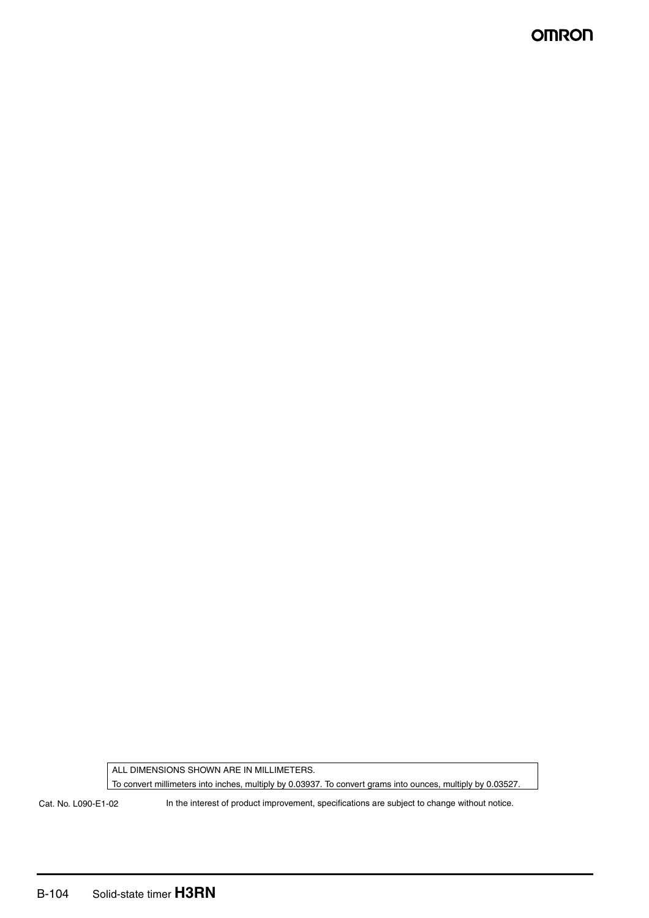ALL DIMENSIONS SHOWN ARE IN MILLIMETERS.

To convert millimeters into inches, multiply by 0.03937. To convert grams into ounces, multiply by 0.03527.

Cat. No. L090-E1-02

In the interest of product improvement, specifications are subject to change without notice.